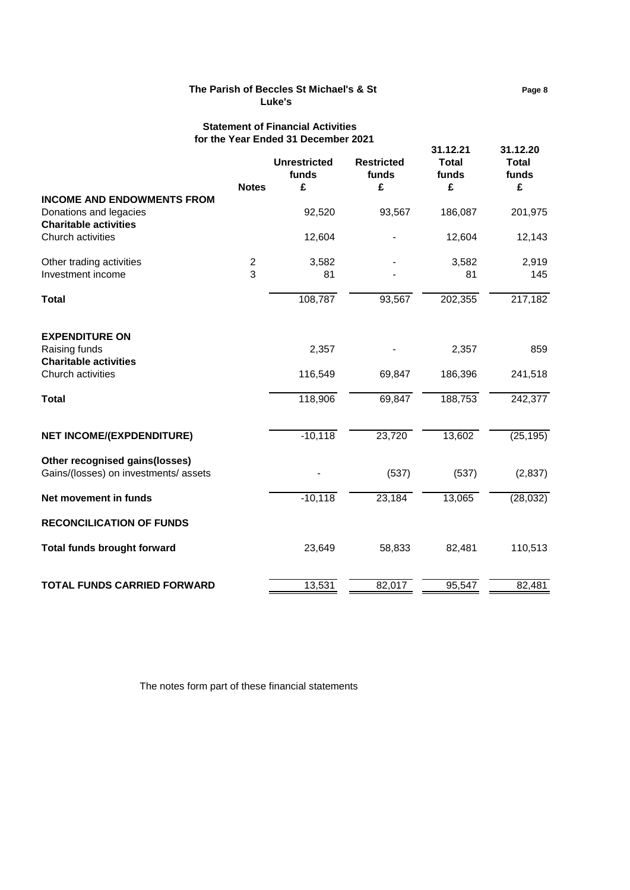**The Parish of Beccles St Michael's & St Luke's**

**Statement of Financial Activities**
**for the Year Ended 31 December 2021**

| | Notes | Unrestricted funds £ | Restricted funds £ | 31.12.21 Total funds £ | 31.12.20 Total funds £ |
|---|---|---|---|---|---|
| **INCOME AND ENDOWMENTS FROM** | | | | | |
| Donations and legacies | | 92,520 | 93,567 | 186,087 | 201,975 |
| **Charitable activities** | | | | | |
| Church activities | | 12,604 | - | 12,604 | 12,143 |
| Other trading activities | 2 | 3,582 | - | 3,582 | 2,919 |
| Investment income | 3 | 81 | - | 81 | 145 |
| **Total** | | 108,787 | 93,567 | 202,355 | 217,182 |
| **EXPENDITURE ON** | | | | | |
| Raising funds | | 2,357 | - | 2,357 | 859 |
| **Charitable activities** | | | | | |
| Church activities | | 116,549 | 69,847 | 186,396 | 241,518 |
| **Total** | | 118,906 | 69,847 | 188,753 | 242,377 |
| **NET INCOME/(EXPDENDITURE)** | | -10,118 | 23,720 | 13,602 | (25,195) |
| **Other recognised gains(losses)** | | | | | |
| Gains/(losses) on investments/ assets | | - | (537) | (537) | (2,837) |
| **Net movement in funds** | | -10,118 | 23,184 | 13,065 | (28,032) |
| **RECONCILICATION OF FUNDS** | | | | | |
| **Total funds brought forward** | | 23,649 | 58,833 | 82,481 | 110,513 |
| **TOTAL FUNDS CARRIED FORWARD** | | 13,531 | 82,017 | 95,547 | 82,481 |

The notes form part of these financial statements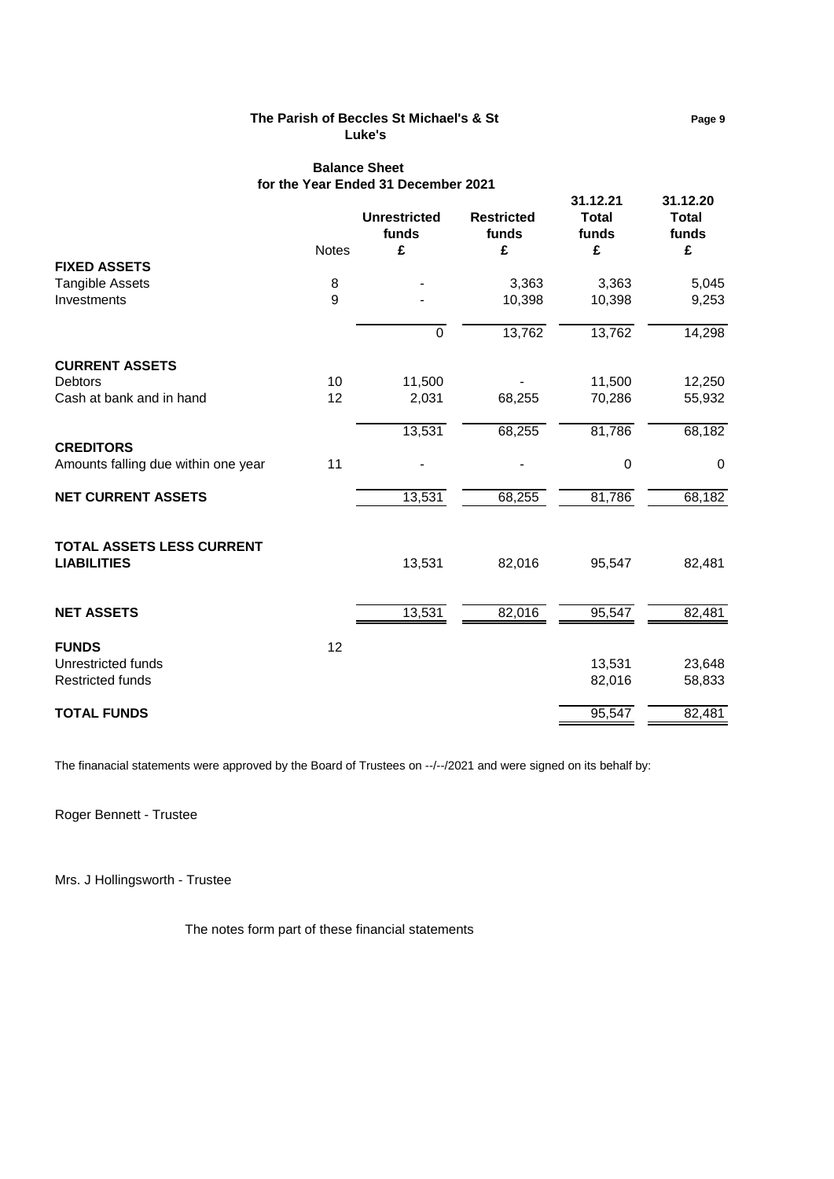**The Parish of Beccles St Michael's & St Luke's**

## Balance Sheet
### for the Year Ended 31 December 2021

| | Notes | Unrestricted funds £ | Restricted funds £ | 31.12.21 Total funds £ | 31.12.20 Total funds £ |
|---|---|---|---|---|---|
| **FIXED ASSETS** | | | | | |
| Tangible Assets | 8 | - | 3,363 | 3,363 | 5,045 |
| Investments | 9 | - | 10,398 | 10,398 | 9,253 |
| | | 0 | 13,762 | 13,762 | 14,298 |
| **CURRENT ASSETS** | | | | | |
| Debtors | 10 | 11,500 | - | 11,500 | 12,250 |
| Cash at bank and in hand | 12 | 2,031 | 68,255 | 70,286 | 55,932 |
| | | 13,531 | 68,255 | 81,786 | 68,182 |
| **CREDITORS** | | | | | |
| Amounts falling due within one year | 11 | - | - | 0 | 0 |
| **NET CURRENT ASSETS** | | 13,531 | 68,255 | 81,786 | 68,182 |
| **TOTAL ASSETS LESS CURRENT LIABILITIES** | | 13,531 | 82,016 | 95,547 | 82,481 |
| **NET ASSETS** | | 13,531 | 82,016 | 95,547 | 82,481 |
| **FUNDS** | 12 | | | | |
| Unrestricted funds | | | | 13,531 | 23,648 |
| Restricted funds | | | | 82,016 | 58,833 |
| **TOTAL FUNDS** | | | | 95,547 | 82,481 |

The finanacial statements were approved by the Board of Trustees on --/--/2021 and were signed on its behalf by:

Roger Bennett - Trustee

Mrs. J Hollingsworth - Trustee

The notes form part of these financial statements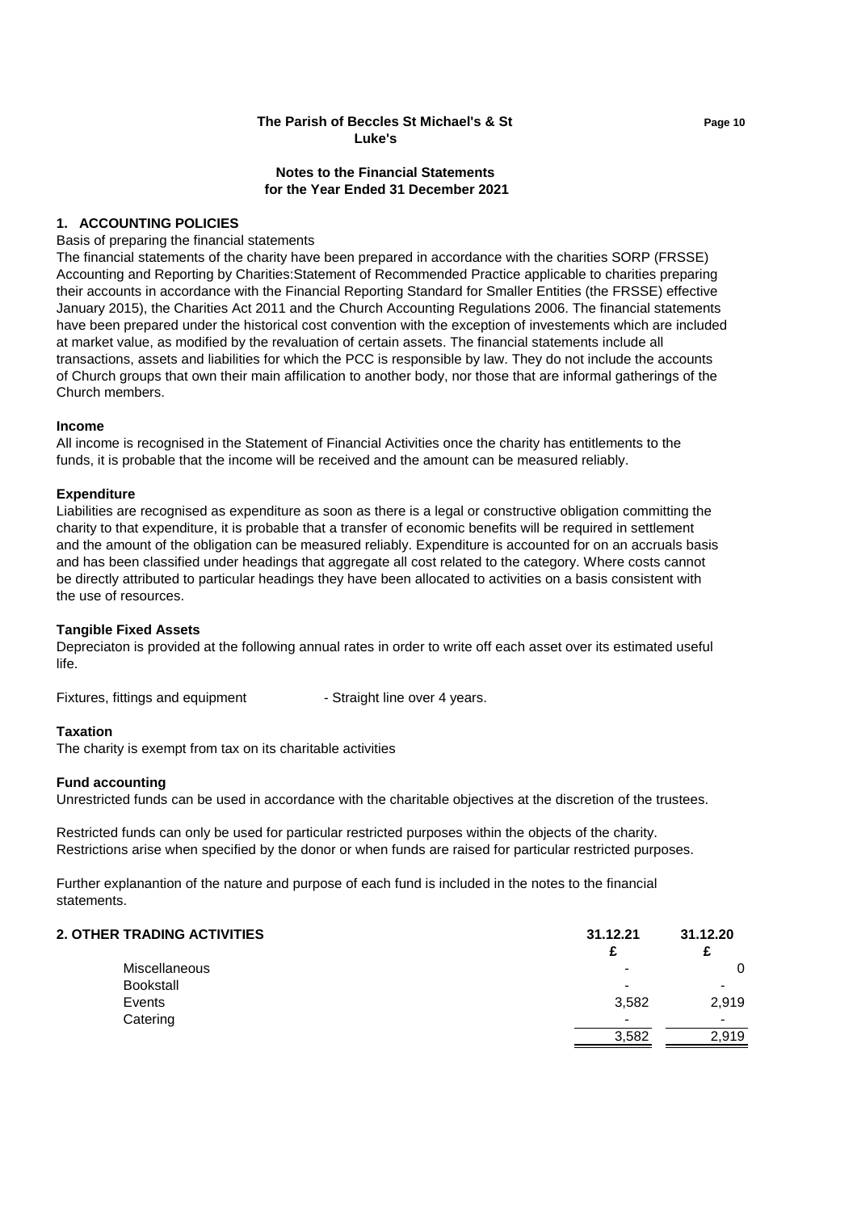**The Parish of Beccles St Michael's & St Luke's**

**Notes to the Financial Statements for the Year Ended 31 December 2021**

## 1. ACCOUNTING POLICIES

Basis of preparing the financial statements

The financial statements of the charity have been prepared in accordance with the charities SORP (FRSSE) Accounting and Reporting by Charities:Statement of Recommended Practice applicable to charities preparing their accounts in accordance with the Financial Reporting Standard for Smaller Entities (the FRSSE) effective January 2015), the Charities Act 2011 and the Church Accounting Regulations 2006. The financial statements have been prepared under the historical cost convention with the exception of investements which are included at market value, as modified by the revaluation of certain assets. The financial statements include all transactions, assets and liabilities for which the PCC is responsible by law. They do not include the accounts of Church groups that own their main affilication to another body, nor those that are informal gatherings of the Church members.

**Income**

All income is recognised in the Statement of Financial Activities once the charity has entitlements to the funds, it is probable that the income will be received and the amount can be measured reliably.

**Expenditure**

Liabilities are recognised as expenditure as soon as there is a legal or constructive obligation committing the charity to that expenditure, it is probable that a transfer of economic benefits will be required in settlement and the amount of the obligation can be measured reliably. Expenditure is accounted for on an accruals basis and has been classified under headings that aggregate all cost related to the category. Where costs cannot be directly attributed to particular headings they have been allocated to activities on a basis consistent with the use of resources.

**Tangible Fixed Assets**

Depreciaton is provided at the following annual rates in order to write off each asset over its estimated useful life.

Fixtures, fittings and equipment - Straight line over 4 years.

**Taxation**

The charity is exempt from tax on its charitable activities

**Fund accounting**

Unrestricted funds can be used in accordance with the charitable objectives at the discretion of the trustees.

Restricted funds can only be used for particular restricted purposes within the objects of the charity. Restrictions arise when specified by the donor or when funds are raised for particular restricted purposes.

Further explanantion of the nature and purpose of each fund is included in the notes to the financial statements.

## 2. OTHER TRADING ACTIVITIES

| | 31.12.21 £ | 31.12.20 £ |
|---|---|---|
| Miscellaneous | - | 0 |
| Bookstall | - | - |
| Events | 3,582 | 2,919 |
| Catering | - | - |
| | 3,582 | 2,919 |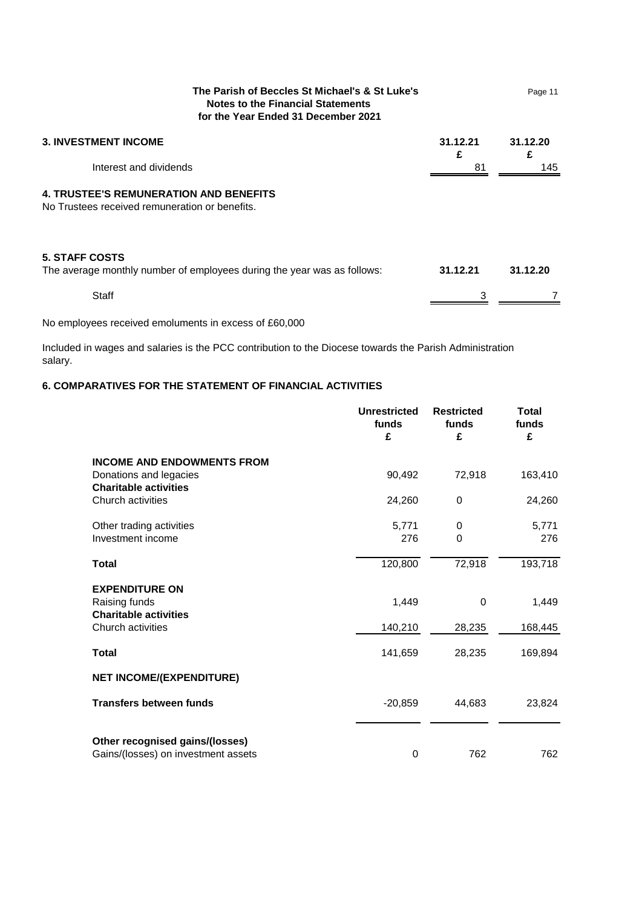**The Parish of Beccles St Michael's & St Luke's**
**Notes to the Financial Statements**
**for the Year Ended 31 December 2021**

## 3. INVESTMENT INCOME

| | 31.12.21 | 31.12.20 |
|---|---|---|
| | £ | £ |
| Interest and dividends | 81 | 145 |

## 4. TRUSTEE'S REMUNERATION AND BENEFITS

No Trustees received remuneration or benefits.

## 5. STAFF COSTS

The average monthly number of employees during the year was as follows:

| | 31.12.21 | 31.12.20 |
|---|---|---|
| Staff | 3 | 7 |

No employees received emoluments in excess of £60,000

Included in wages and salaries is the PCC contribution to the Diocese towards the Parish Administration salary.

## 6. COMPARATIVES FOR THE STATEMENT OF FINANCIAL ACTIVITIES

| | Unrestricted funds £ | Restricted funds £ | Total funds £ |
|---|---|---|---|
| **INCOME AND ENDOWMENTS FROM** | | | |
| Donations and legacies | 90,492 | 72,918 | 163,410 |
| **Charitable activities** | | | |
| Church activities | 24,260 | 0 | 24,260 |
| Other trading activities | 5,771 | 0 | 5,771 |
| Investment income | 276 | 0 | 276 |
| **Total** | 120,800 | 72,918 | 193,718 |
| **EXPENDITURE ON** | | | |
| Raising funds | 1,449 | 0 | 1,449 |
| **Charitable activities** | | | |
| Church activities | 140,210 | 28,235 | 168,445 |
| **Total** | 141,659 | 28,235 | 169,894 |
| **NET INCOME/(EXPENDITURE)** | | | |
| **Transfers between funds** | -20,859 | 44,683 | 23,824 |
| **Other recognised gains/(losses)** | | | |
| Gains/(losses) on investment assets | 0 | 762 | 762 |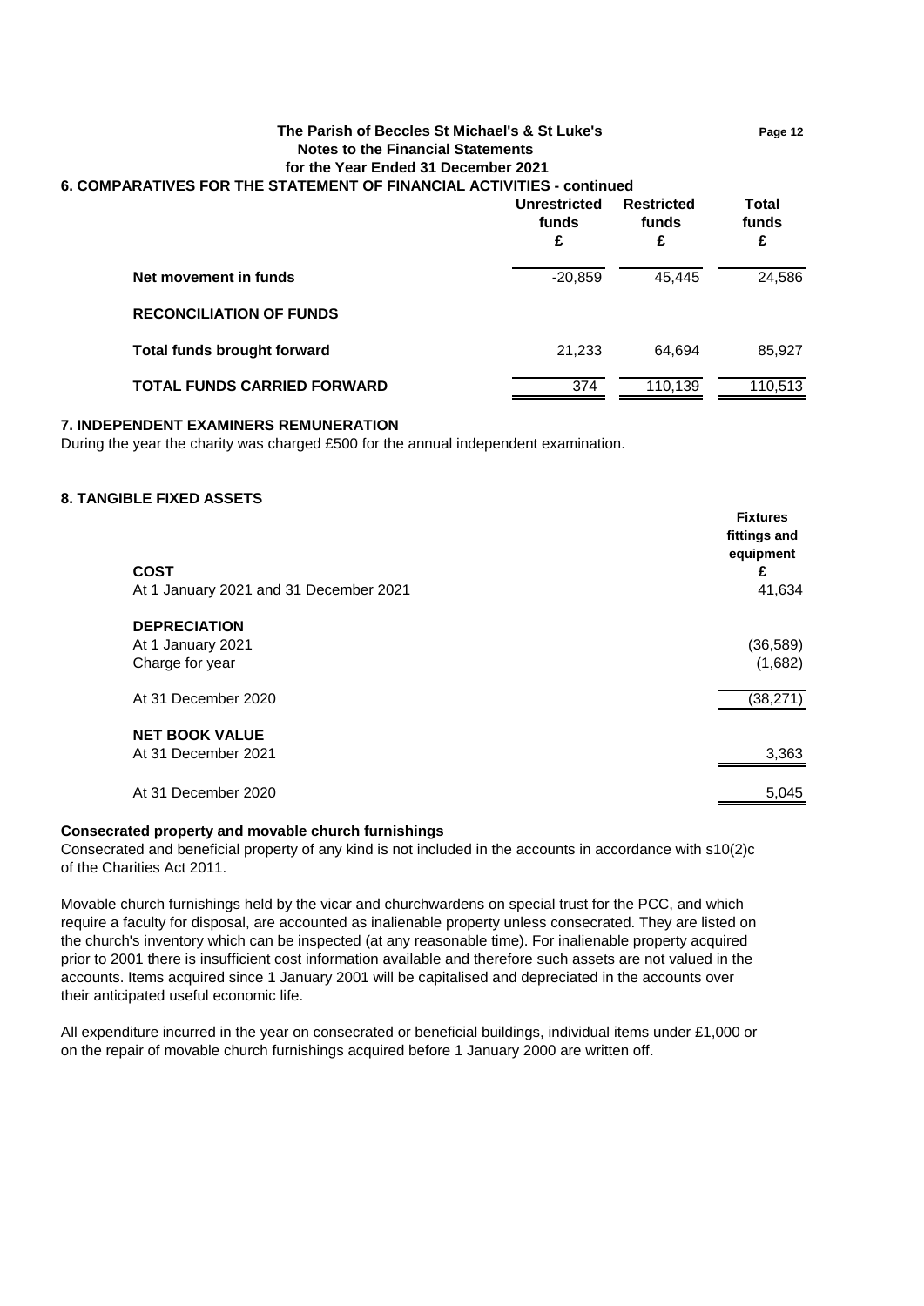**The Parish of Beccles St Michael's & St Luke's**
**Notes to the Financial Statements**
**for the Year Ended 31 December 2021**

## 6. COMPARATIVES FOR THE STATEMENT OF FINANCIAL ACTIVITIES - continued

| | Unrestricted funds £ | Restricted funds £ | Total funds £ |
|---|---|---|---|
| **Net movement in funds** | -20,859 | 45,445 | 24,586 |
| **RECONCILIATION OF FUNDS** | | | |
| **Total funds brought forward** | 21,233 | 64,694 | 85,927 |
| **TOTAL FUNDS CARRIED FORWARD** | 374 | 110,139 | 110,513 |

## 7. INDEPENDENT EXAMINERS REMUNERATION

During the year the charity was charged £500 for the annual independent examination.

## 8. TANGIBLE FIXED ASSETS

| | Fixtures fittings and equipment £ |
|---|---|
| **COST** | |
| At 1 January 2021 and 31 December 2021 | 41,634 |
| **DEPRECIATION** | |
| At 1 January 2021 | (36,589) |
| Charge for year | (1,682) |
| At 31 December 2020 | (38,271) |
| **NET BOOK VALUE** | |
| At 31 December 2021 | 3,363 |
| At 31 December 2020 | 5,045 |

**Consecrated property and movable church furnishings**

Consecrated and beneficial property of any kind is not included in the accounts in accordance with s10(2)c of the Charities Act 2011.

Movable church furnishings held by the vicar and churchwardens on special trust for the PCC, and which require a faculty for disposal, are accounted as inalienable property unless consecrated. They are listed on the church's inventory which can be inspected (at any reasonable time). For inalienable property acquired prior to 2001 there is insufficient cost information available and therefore such assets are not valued in the accounts. Items acquired since 1 January 2001 will be capitalised and depreciated in the accounts over their anticipated useful economic life.

All expenditure incurred in the year on consecrated or beneficial buildings, individual items under £1,000 or on the repair of movable church furnishings acquired before 1 January 2000 are written off.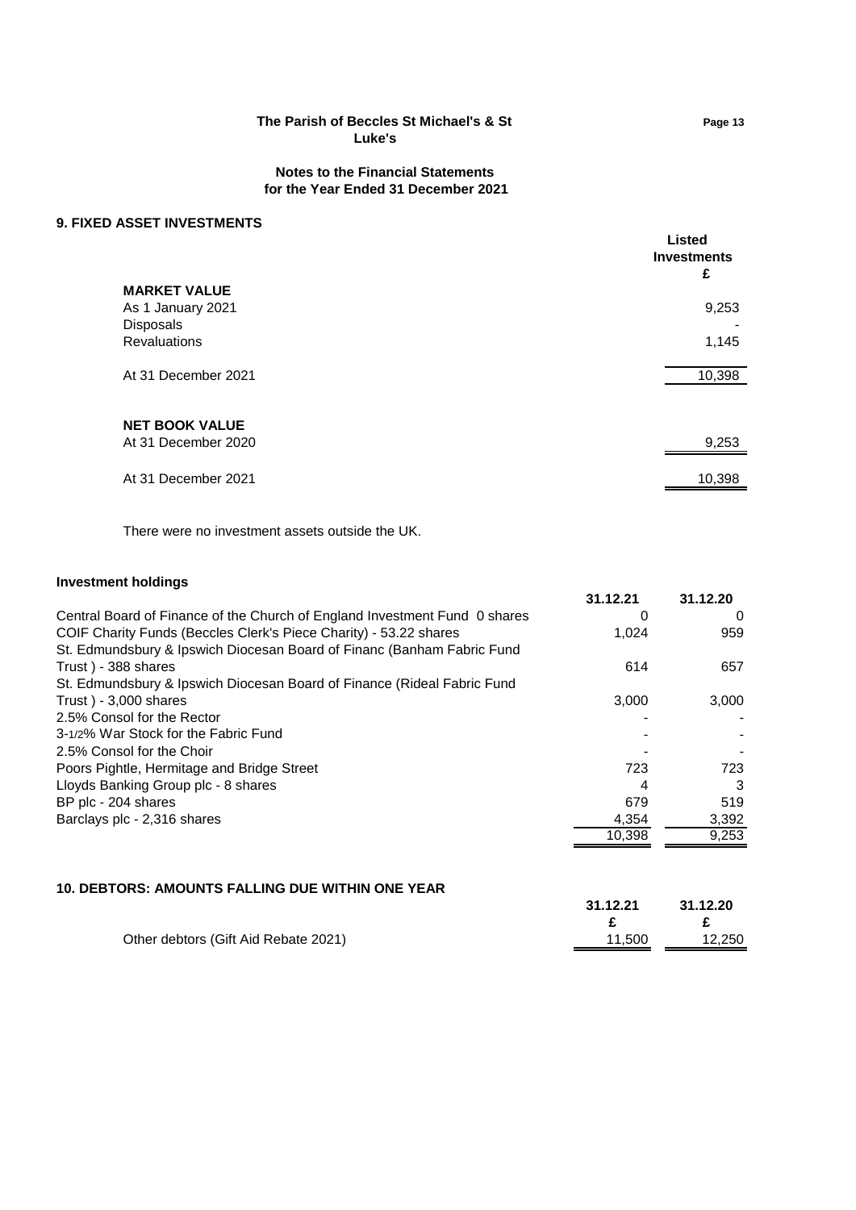**The Parish of Beccles St Michael's & St Luke's**

**Notes to the Financial Statements for the Year Ended 31 December 2021**

## 9. FIXED ASSET INVESTMENTS

| | Listed Investments £ |
|---|---|
| **MARKET VALUE** | |
| As 1 January 2021 | 9,253 |
| Disposals | - |
| Revaluations | 1,145 |
| At 31 December 2021 | 10,398 |
| | |
| **NET BOOK VALUE** | |
| At 31 December 2020 | 9,253 |
| At 31 December 2021 | 10,398 |

There were no investment assets outside the UK.

### Investment holdings

| | 31.12.21 | 31.12.20 |
|---|---|---|
| Central Board of Finance of the Church of England Investment Fund 0 shares | 0 | 0 |
| COIF Charity Funds (Beccles Clerk's Piece Charity) - 53.22 shares | 1,024 | 959 |
| St. Edmundsbury & Ipswich Diocesan Board of Financ (Banham Fabric Fund Trust ) - 388 shares | 614 | 657 |
| St. Edmundsbury & Ipswich Diocesan Board of Finance (Rideal Fabric Fund Trust ) - 3,000 shares | 3,000 | 3,000 |
| 2.5% Consol for the Rector | - | - |
| 3-1/2% War Stock for the Fabric Fund | - | - |
| 2.5% Consol for the Choir | - | - |
| Poors Pightle, Hermitage and Bridge Street | 723 | 723 |
| Lloyds Banking Group plc - 8 shares | 4 | 3 |
| BP plc - 204 shares | 679 | 519 |
| Barclays plc - 2,316 shares | 4,354 | 3,392 |
| | 10,398 | 9,253 |

## 10. DEBTORS: AMOUNTS FALLING DUE WITHIN ONE YEAR

| | 31.12.21 £ | 31.12.20 £ |
|---|---|---|
| Other debtors (Gift Aid Rebate 2021) | 11,500 | 12,250 |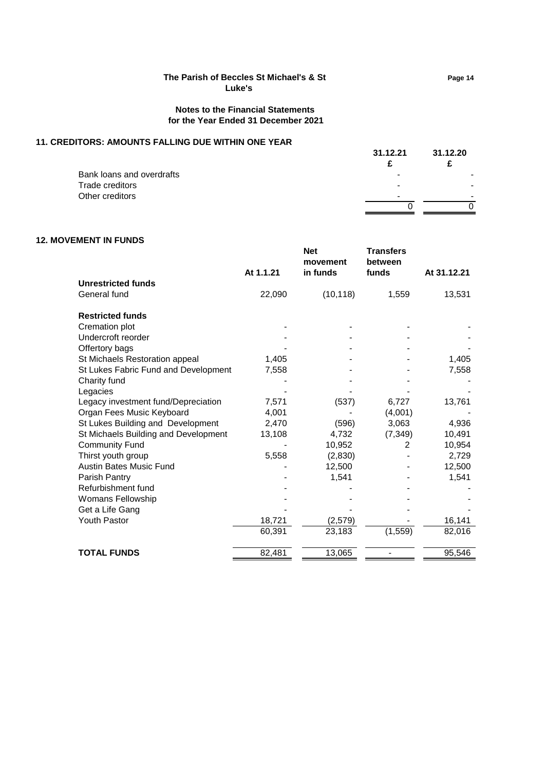## Notes to the Financial Statements for the Year Ended 31 December 2021

### 11. CREDITORS: AMOUNTS FALLING DUE WITHIN ONE YEAR

| | 31.12.21 £ | 31.12.20 £ |
|---|---|---|
| Bank loans and overdrafts | - | - |
| Trade creditors | - | - |
| Other creditors | - | - |
| | 0 | 0 |

### 12. MOVEMENT IN FUNDS

| | At 1.1.21 | Net movement in funds | Transfers between funds | At 31.12.21 |
|---|---|---|---|---|
| **Unrestricted funds** | | | | |
| General fund | 22,090 | (10,118) | 1,559 | 13,531 |
| **Restricted funds** | | | | |
| Cremation plot | - | - | - | - |
| Undercroft reorder | - | - | - | - |
| Offertory bags | - | - | - | - |
| St Michaels Restoration appeal | 1,405 | - | - | 1,405 |
| St Lukes Fabric Fund and Development | 7,558 | - | - | 7,558 |
| Charity fund | - | - | - | - |
| Legacies | - | - | - | - |
| Legacy investment fund/Depreciation | 7,571 | (537) | 6,727 | 13,761 |
| Organ Fees Music Keyboard | 4,001 | - | (4,001) | - |
| St Lukes Building and Development | 2,470 | (596) | 3,063 | 4,936 |
| St Michaels Building and Development | 13,108 | 4,732 | (7,349) | 10,491 |
| Community Fund | - | 10,952 | 2 | 10,954 |
| Thirst youth group | 5,558 | (2,830) | - | 2,729 |
| Austin Bates Music Fund | - | 12,500 | - | 12,500 |
| Parish Pantry | - | 1,541 | - | 1,541 |
| Refurbishment fund | - | - | - | - |
| Womans Fellowship | - | - | - | - |
| Get a Life Gang | - | - | - | - |
| Youth Pastor | 18,721 | (2,579) | - | 16,141 |
| | 60,391 | 23,183 | (1,559) | 82,016 |
| **TOTAL FUNDS** | 82,481 | 13,065 | - | 95,546 |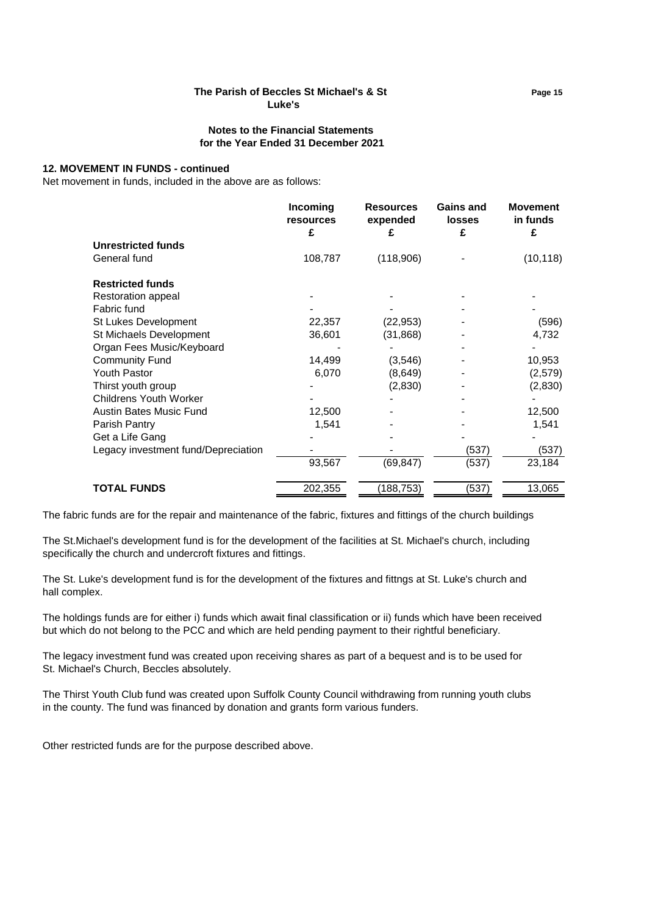**The Parish of Beccles St Michael's & St Luke's**

**Notes to the Financial Statements for the Year Ended 31 December 2021**

**12. MOVEMENT IN FUNDS - continued**

Net movement in funds, included in the above are as follows:

| | Incoming resources £ | Resources expended £ | Gains and losses £ | Movement in funds £ |
|---|---|---|---|---|
| **Unrestricted funds** | | | | |
| General fund | 108,787 | (118,906) | - | (10,118) |
| | | | | |
| **Restricted funds** | | | | |
| Restoration appeal | - | - | - | - |
| Fabric fund | - | - | - | - |
| St Lukes Development | 22,357 | (22,953) | - | (596) |
| St Michaels Development | 36,601 | (31,868) | - | 4,732 |
| Organ Fees Music/Keyboard | - | - | - | - |
| Community Fund | 14,499 | (3,546) | - | 10,953 |
| Youth Pastor | 6,070 | (8,649) | - | (2,579) |
| Thirst youth group | - | (2,830) | - | (2,830) |
| Childrens Youth Worker | - | - | - | - |
| Austin Bates Music Fund | 12,500 | - | - | 12,500 |
| Parish Pantry | 1,541 | - | - | 1,541 |
| Get a Life Gang | - | - | - | - |
| Legacy investment fund/Depreciation | - | - | (537) | (537) |
| | 93,567 | (69,847) | (537) | 23,184 |
| | | | | |
| **TOTAL FUNDS** | 202,355 | (188,753) | (537) | 13,065 |

The fabric funds are for the repair and maintenance of the fabric, fixtures and fittings of the church buildings

The St.Michael's development fund is for the development of the facilities at St. Michael's church, including specifically the church and undercroft fixtures and fittings.

The St. Luke's development fund is for the development of the fixtures and fittngs at St. Luke's church and hall complex.

The holdings funds are for either i) funds which await final classification or ii) funds which have been received but which do not belong to the PCC and which are held pending payment to their rightful beneficiary.

The legacy investment fund was created upon receiving shares as part of a bequest and is to be used for St. Michael's Church, Beccles absolutely.

The Thirst Youth Club fund was created upon Suffolk County Council withdrawing from running youth clubs in the county. The fund was financed by donation and grants form various funders.

Other restricted funds are for the purpose described above.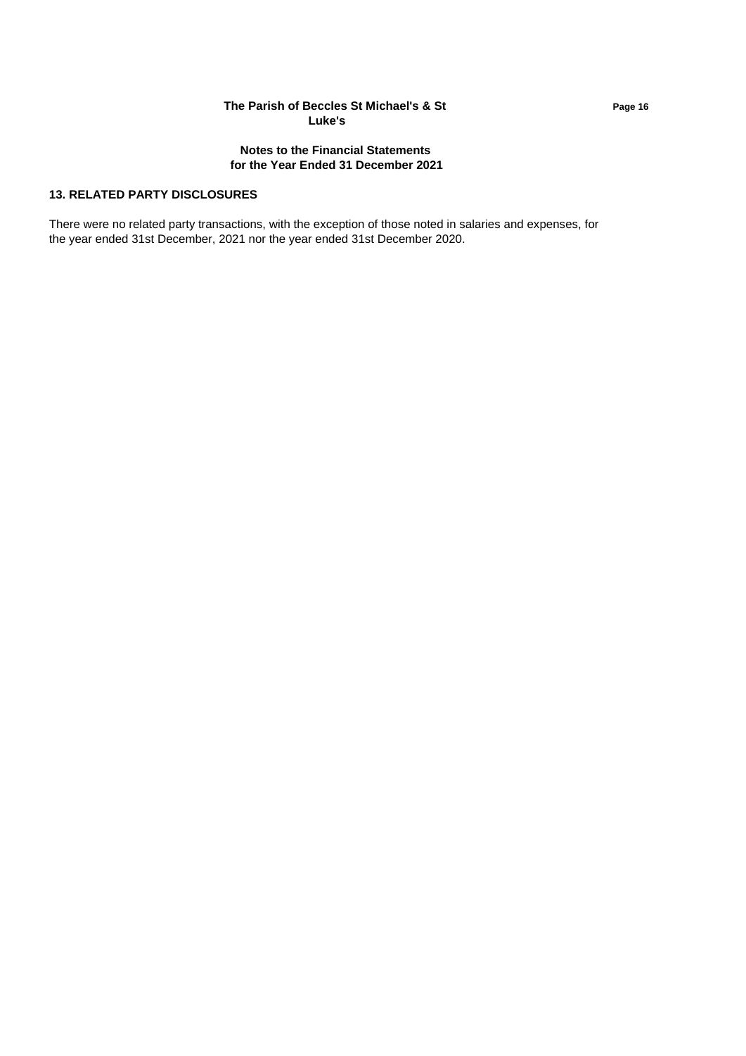## 13. RELATED PARTY DISCLOSURES

There were no related party transactions, with the exception of those noted in salaries and expenses, for the year ended 31st December, 2021 nor the year ended 31st December 2020.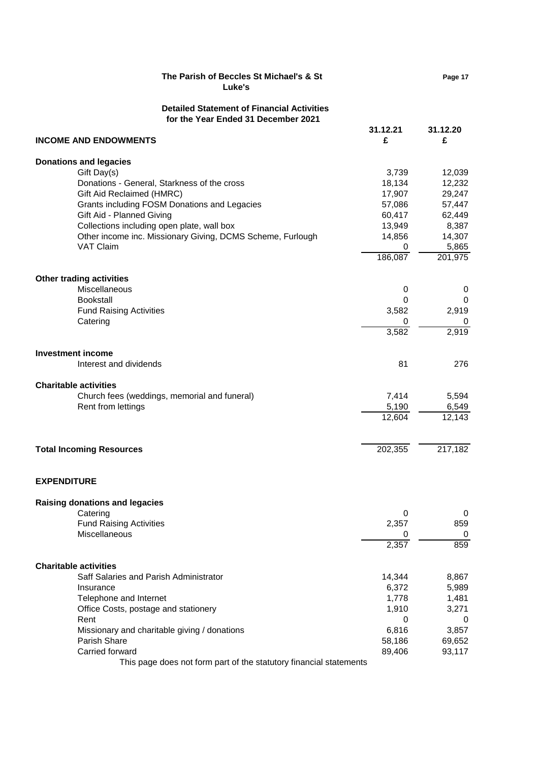**The Parish of Beccles St Michael's & St Luke's**

**Detailed Statement of Financial Activities for the Year Ended 31 December 2021**

| | 31.12.21 £ | 31.12.20 £ |
|---|---|---|
| **INCOME AND ENDOWMENTS** | | |
| **Donations and legacies** | | |
| Gift Day(s) | 3,739 | 12,039 |
| Donations - General, Starkness of the cross | 18,134 | 12,232 |
| Gift Aid Reclaimed (HMRC) | 17,907 | 29,247 |
| Grants including FOSM Donations and Legacies | 57,086 | 57,447 |
| Gift Aid - Planned Giving | 60,417 | 62,449 |
| Collections including open plate, wall box | 13,949 | 8,387 |
| Other income inc. Missionary Giving, DCMS Scheme, Furlough | 14,856 | 14,307 |
| VAT Claim | 0 | 5,865 |
| | 186,087 | 201,975 |
| **Other trading activities** | | |
| Miscellaneous | 0 | 0 |
| Bookstall | 0 | 0 |
| Fund Raising Activities | 3,582 | 2,919 |
| Catering | 0 | 0 |
| | 3,582 | 2,919 |
| **Investment income** | | |
| Interest and dividends | 81 | 276 |
| **Charitable activities** | | |
| Church fees (weddings, memorial and funeral) | 7,414 | 5,594 |
| Rent from lettings | 5,190 | 6,549 |
| | 12,604 | 12,143 |
| **Total Incoming Resources** | 202,355 | 217,182 |
| **EXPENDITURE** | | |
| **Raising donations and legacies** | | |
| Catering | 0 | 0 |
| Fund Raising Activities | 2,357 | 859 |
| Miscellaneous | 0 | 0 |
| | 2,357 | 859 |
| **Charitable activities** | | |
| Saff Salaries and Parish Administrator | 14,344 | 8,867 |
| Insurance | 6,372 | 5,989 |
| Telephone and Internet | 1,778 | 1,481 |
| Office Costs, postage and stationery | 1,910 | 3,271 |
| Rent | 0 | 0 |
| Missionary and charitable giving / donations | 6,816 | 3,857 |
| Parish Share | 58,186 | 69,652 |
| Carried forward | 89,406 | 93,117 |

This page does not form part of the statutory financial statements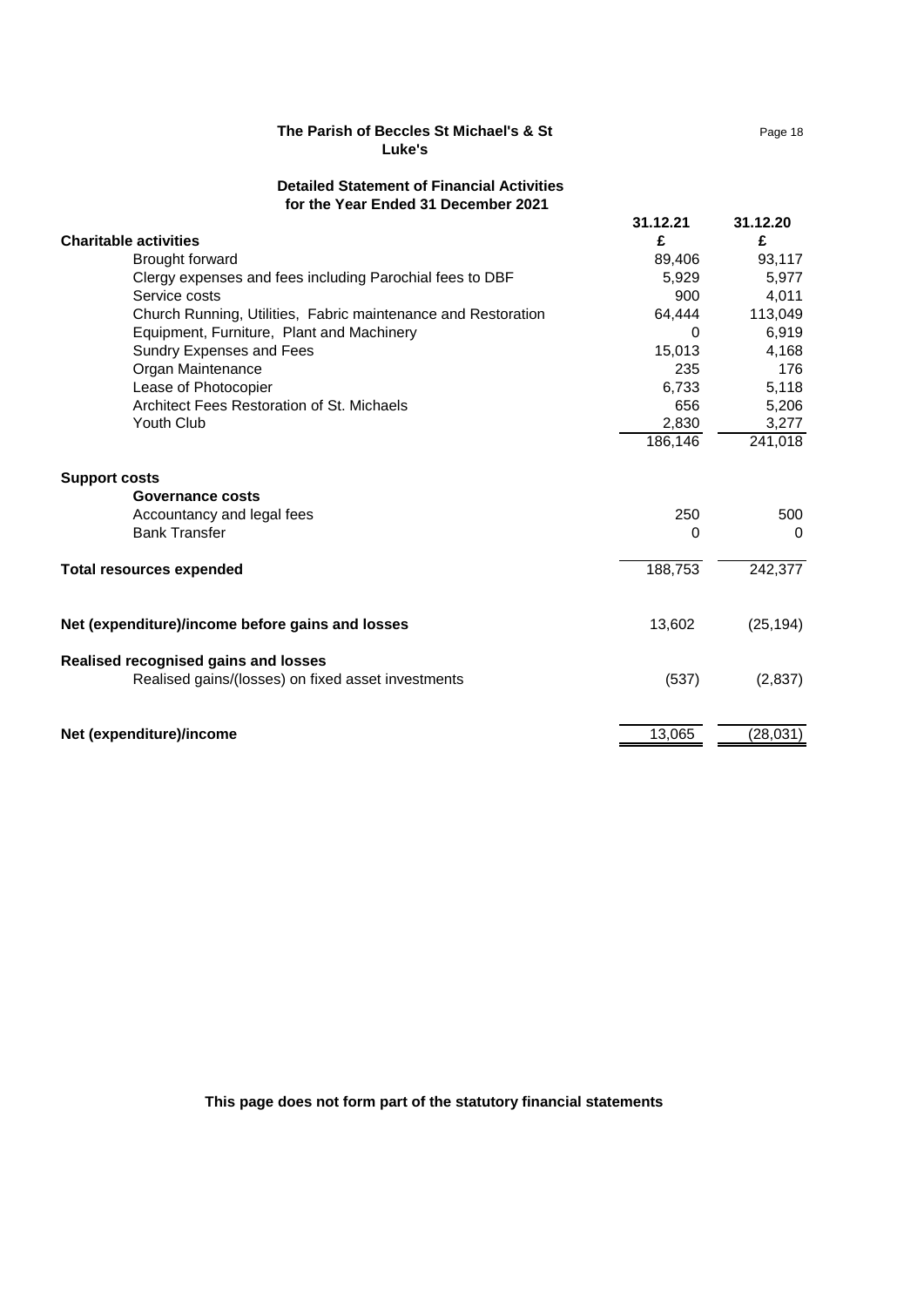**The Parish of Beccles St Michael's & St Luke's**

**Detailed Statement of Financial Activities for the Year Ended 31 December 2021**

| | 31.12.21 | 31.12.20 |
|---|---|---|
| **Charitable activities** | £ | £ |
| Brought forward | 89,406 | 93,117 |
| Clergy expenses and fees including Parochial fees to DBF | 5,929 | 5,977 |
| Service costs | 900 | 4,011 |
| Church Running, Utilities, Fabric maintenance and Restoration | 64,444 | 113,049 |
| Equipment, Furniture, Plant and Machinery | 0 | 6,919 |
| Sundry Expenses and Fees | 15,013 | 4,168 |
| Organ Maintenance | 235 | 176 |
| Lease of Photocopier | 6,733 | 5,118 |
| Architect Fees Restoration of St. Michaels | 656 | 5,206 |
| Youth Club | 2,830 | 3,277 |
| | 186,146 | 241,018 |
| **Support costs** | | |
| **Governance costs** | | |
| Accountancy and legal fees | 250 | 500 |
| Bank Transfer | 0 | 0 |
| **Total resources expended** | 188,753 | 242,377 |
| **Net (expenditure)/income before gains and losses** | 13,602 | (25,194) |
| **Realised recognised gains and losses** | | |
| Realised gains/(losses) on fixed asset investments | (537) | (2,837) |
| **Net (expenditure)/income** | 13,065 | (28,031) |

**This page does not form part of the statutory financial statements**